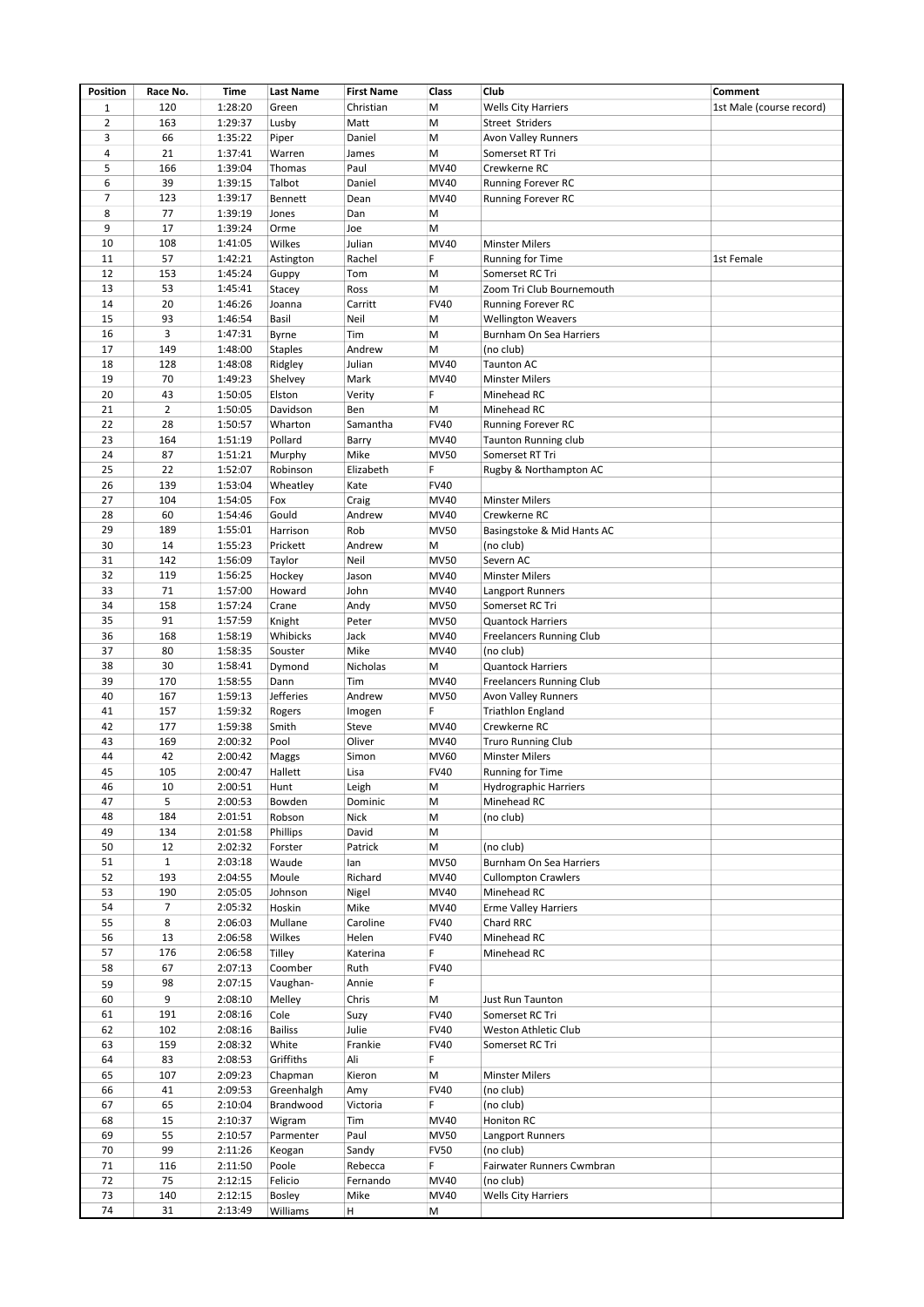| Position | Race No. | Time | Last Name | First Name | Class | Club | Comment |
|---|---|---|---|---|---|---|---|
| 1 | 120 | 1:28:20 | Green | Christian | M | Wells City Harriers | 1st Male (course record) |
| 2 | 163 | 1:29:37 | Lusby | Matt | M | Street Striders | |
| 3 | 66 | 1:35:22 | Piper | Daniel | M | Avon Valley Runners | |
| 4 | 21 | 1:37:41 | Warren | James | M | Somerset RT Tri | |
| 5 | 166 | 1:39:04 | Thomas | Paul | MV40 | Crewkerne RC | |
| 6 | 39 | 1:39:15 | Talbot | Daniel | MV40 | Running Forever RC | |
| 7 | 123 | 1:39:17 | Bennett | Dean | MV40 | Running Forever RC | |
| 8 | 77 | 1:39:19 | Jones | Dan | M | | |
| 9 | 17 | 1:39:24 | Orme | Joe | M | | |
| 10 | 108 | 1:41:05 | Wilkes | Julian | MV40 | Minster Milers | |
| 11 | 57 | 1:42:21 | Astington | Rachel | F | Running for Time | 1st Female |
| 12 | 153 | 1:45:24 | Guppy | Tom | M | Somerset RC Tri | |
| 13 | 53 | 1:45:41 | Stacey | Ross | M | Zoom Tri Club Bournemouth | |
| 14 | 20 | 1:46:26 | Joanna | Carritt | FV40 | Running Forever RC | |
| 15 | 93 | 1:46:54 | Basil | Neil | M | Wellington Weavers | |
| 16 | 3 | 1:47:31 | Byrne | Tim | M | Burnham On Sea Harriers | |
| 17 | 149 | 1:48:00 | Staples | Andrew | M | (no club) | |
| 18 | 128 | 1:48:08 | Ridgley | Julian | MV40 | Taunton AC | |
| 19 | 70 | 1:49:23 | Shelvey | Mark | MV40 | Minster Milers | |
| 20 | 43 | 1:50:05 | Elston | Verity | F | Minehead RC | |
| 21 | 2 | 1:50:05 | Davidson | Ben | M | Minehead RC | |
| 22 | 28 | 1:50:57 | Wharton | Samantha | FV40 | Running Forever RC | |
| 23 | 164 | 1:51:19 | Pollard | Barry | MV40 | Taunton Running club | |
| 24 | 87 | 1:51:21 | Murphy | Mike | MV50 | Somerset RT Tri | |
| 25 | 22 | 1:52:07 | Robinson | Elizabeth | F | Rugby & Northampton AC | |
| 26 | 139 | 1:53:04 | Wheatley | Kate | FV40 | | |
| 27 | 104 | 1:54:05 | Fox | Craig | MV40 | Minster Milers | |
| 28 | 60 | 1:54:46 | Gould | Andrew | MV40 | Crewkerne RC | |
| 29 | 189 | 1:55:01 | Harrison | Rob | MV50 | Basingstoke & Mid Hants AC | |
| 30 | 14 | 1:55:23 | Prickett | Andrew | M | (no club) | |
| 31 | 142 | 1:56:09 | Taylor | Neil | MV50 | Severn AC | |
| 32 | 119 | 1:56:25 | Hockey | Jason | MV40 | Minster Milers | |
| 33 | 71 | 1:57:00 | Howard | John | MV40 | Langport Runners | |
| 34 | 158 | 1:57:24 | Crane | Andy | MV50 | Somerset RC Tri | |
| 35 | 91 | 1:57:59 | Knight | Peter | MV50 | Quantock Harriers | |
| 36 | 168 | 1:58:19 | Whibicks | Jack | MV40 | Freelancers Running Club | |
| 37 | 80 | 1:58:35 | Souster | Mike | MV40 | (no club) | |
| 38 | 30 | 1:58:41 | Dymond | Nicholas | M | Quantock Harriers | |
| 39 | 170 | 1:58:55 | Dann | Tim | MV40 | Freelancers Running Club | |
| 40 | 167 | 1:59:13 | Jefferies | Andrew | MV50 | Avon Valley Runners | |
| 41 | 157 | 1:59:32 | Rogers | Imogen | F | Triathlon England | |
| 42 | 177 | 1:59:38 | Smith | Steve | MV40 | Crewkerne RC | |
| 43 | 169 | 2:00:32 | Pool | Oliver | MV40 | Truro Running Club | |
| 44 | 42 | 2:00:42 | Maggs | Simon | MV60 | Minster Milers | |
| 45 | 105 | 2:00:47 | Hallett | Lisa | FV40 | Running for Time | |
| 46 | 10 | 2:00:51 | Hunt | Leigh | M | Hydrographic Harriers | |
| 47 | 5 | 2:00:53 | Bowden | Dominic | M | Minehead RC | |
| 48 | 184 | 2:01:51 | Robson | Nick | M | (no club) | |
| 49 | 134 | 2:01:58 | Phillips | David | M | | |
| 50 | 12 | 2:02:32 | Forster | Patrick | M | (no club) | |
| 51 | 1 | 2:03:18 | Waude | Ian | MV50 | Burnham On Sea Harriers | |
| 52 | 193 | 2:04:55 | Moule | Richard | MV40 | Cullompton Crawlers | |
| 53 | 190 | 2:05:05 | Johnson | Nigel | MV40 | Minehead RC | |
| 54 | 7 | 2:05:32 | Hoskin | Mike | MV40 | Erme Valley Harriers | |
| 55 | 8 | 2:06:03 | Mullane | Caroline | FV40 | Chard RRC | |
| 56 | 13 | 2:06:58 | Wilkes | Helen | FV40 | Minehead RC | |
| 57 | 176 | 2:06:58 | Tilley | Katerina | F | Minehead RC | |
| 58 | 67 | 2:07:13 | Coomber | Ruth | FV40 | | |
| 59 | 98 | 2:07:15 | Vaughan- | Annie | F | | |
| 60 | 9 | 2:08:10 | Melley | Chris | M | Just Run Taunton | |
| 61 | 191 | 2:08:16 | Cole | Suzy | FV40 | Somerset RC Tri | |
| 62 | 102 | 2:08:16 | Bailiss | Julie | FV40 | Weston Athletic Club | |
| 63 | 159 | 2:08:32 | White | Frankie | FV40 | Somerset RC Tri | |
| 64 | 83 | 2:08:53 | Griffiths | Ali | F | | |
| 65 | 107 | 2:09:23 | Chapman | Kieron | M | Minster Milers | |
| 66 | 41 | 2:09:53 | Greenhalgh | Amy | FV40 | (no club) | |
| 67 | 65 | 2:10:04 | Brandwood | Victoria | F | (no club) | |
| 68 | 15 | 2:10:37 | Wigram | Tim | MV40 | Honiton RC | |
| 69 | 55 | 2:10:57 | Parmenter | Paul | MV50 | Langport Runners | |
| 70 | 99 | 2:11:26 | Keogan | Sandy | FV50 | (no club) | |
| 71 | 116 | 2:11:50 | Poole | Rebecca | F | Fairwater Runners Cwmbran | |
| 72 | 75 | 2:12:15 | Felicio | Fernando | MV40 | (no club) | |
| 73 | 140 | 2:12:15 | Bosley | Mike | MV40 | Wells City Harriers | |
| 74 | 31 | 2:13:49 | Williams | H | M | | |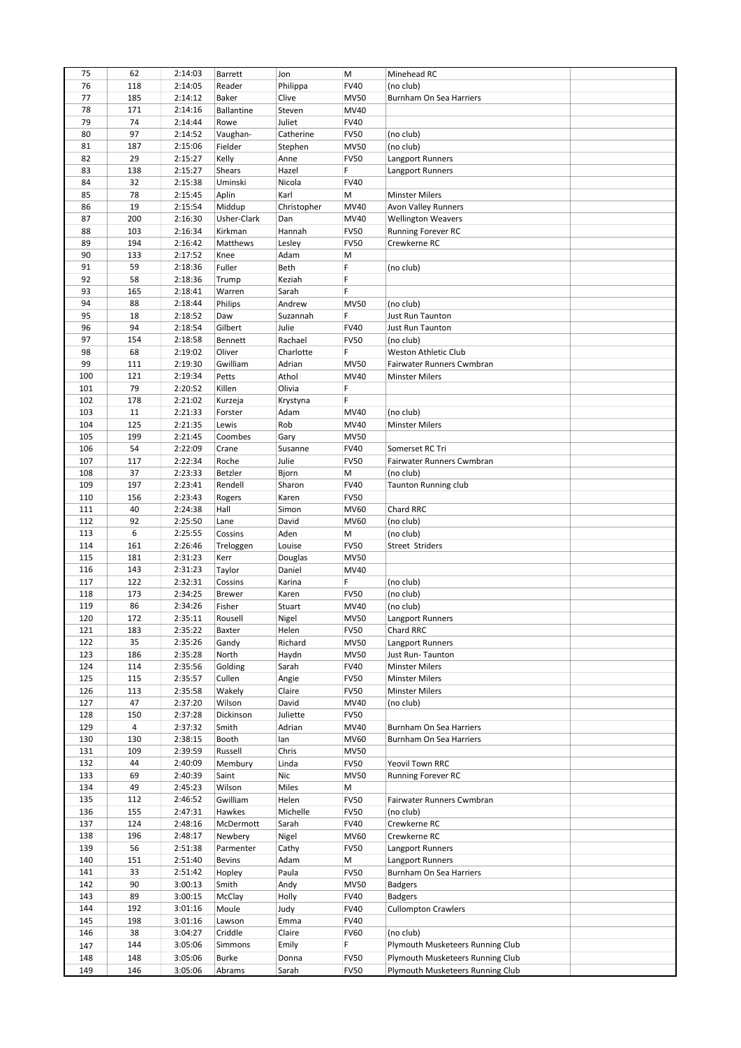| 75 | 62 | 2:14:03 | Barrett | Jon | M | Minehead RC | |
|---|---|---|---|---|---|---|---|
| 76 | 118 | 2:14:05 | Reader | Philippa | FV40 | (no club) | |
| 77 | 185 | 2:14:12 | Baker | Clive | MV50 | Burnham On Sea Harriers | |
| 78 | 171 | 2:14:16 | Ballantine | Steven | MV40 | | |
| 79 | 74 | 2:14:44 | Rowe | Juliet | FV40 | | |
| 80 | 97 | 2:14:52 | Vaughan- | Catherine | FV50 | (no club) | |
| 81 | 187 | 2:15:06 | Fielder | Stephen | MV50 | (no club) | |
| 82 | 29 | 2:15:27 | Kelly | Anne | FV50 | Langport Runners | |
| 83 | 138 | 2:15:27 | Shears | Hazel | F | Langport Runners | |
| 84 | 32 | 2:15:38 | Uminski | Nicola | FV40 | | |
| 85 | 78 | 2:15:45 | Aplin | Karl | M | Minster Milers | |
| 86 | 19 | 2:15:54 | Middup | Christopher | MV40 | Avon Valley Runners | |
| 87 | 200 | 2:16:30 | Usher-Clark | Dan | MV40 | Wellington Weavers | |
| 88 | 103 | 2:16:34 | Kirkman | Hannah | FV50 | Running Forever RC | |
| 89 | 194 | 2:16:42 | Matthews | Lesley | FV50 | Crewkerne RC | |
| 90 | 133 | 2:17:52 | Knee | Adam | M | | |
| 91 | 59 | 2:18:36 | Fuller | Beth | F | (no club) | |
| 92 | 58 | 2:18:36 | Trump | Keziah | F | | |
| 93 | 165 | 2:18:41 | Warren | Sarah | F | | |
| 94 | 88 | 2:18:44 | Philips | Andrew | MV50 | (no club) | |
| 95 | 18 | 2:18:52 | Daw | Suzannah | F | Just Run Taunton | |
| 96 | 94 | 2:18:54 | Gilbert | Julie | FV40 | Just Run Taunton | |
| 97 | 154 | 2:18:58 | Bennett | Rachael | FV50 | (no club) | |
| 98 | 68 | 2:19:02 | Oliver | Charlotte | F | Weston Athletic Club | |
| 99 | 111 | 2:19:30 | Gwilliam | Adrian | MV50 | Fairwater Runners Cwmbran | |
| 100 | 121 | 2:19:34 | Petts | Athol | MV40 | Minster Milers | |
| 101 | 79 | 2:20:52 | Killen | Olivia | F | | |
| 102 | 178 | 2:21:02 | Kurzeja | Krystyna | F | | |
| 103 | 11 | 2:21:33 | Forster | Adam | MV40 | (no club) | |
| 104 | 125 | 2:21:35 | Lewis | Rob | MV40 | Minster Milers | |
| 105 | 199 | 2:21:45 | Coombes | Gary | MV50 | | |
| 106 | 54 | 2:22:09 | Crane | Susanne | FV40 | Somerset RC Tri | |
| 107 | 117 | 2:22:34 | Roche | Julie | FV50 | Fairwater Runners Cwmbran | |
| 108 | 37 | 2:23:33 | Betzler | Bjorn | M | (no club) | |
| 109 | 197 | 2:23:41 | Rendell | Sharon | FV40 | Taunton Running club | |
| 110 | 156 | 2:23:43 | Rogers | Karen | FV50 | | |
| 111 | 40 | 2:24:38 | Hall | Simon | MV60 | Chard RRC | |
| 112 | 92 | 2:25:50 | Lane | David | MV60 | (no club) | |
| 113 | 6 | 2:25:55 | Cossins | Aden | M | (no club) | |
| 114 | 161 | 2:26:46 | Treloggen | Louise | FV50 | Street Striders | |
| 115 | 181 | 2:31:23 | Kerr | Douglas | MV50 | | |
| 116 | 143 | 2:31:23 | Taylor | Daniel | MV40 | | |
| 117 | 122 | 2:32:31 | Cossins | Karina | F | (no club) | |
| 118 | 173 | 2:34:25 | Brewer | Karen | FV50 | (no club) | |
| 119 | 86 | 2:34:26 | Fisher | Stuart | MV40 | (no club) | |
| 120 | 172 | 2:35:11 | Rousell | Nigel | MV50 | Langport Runners | |
| 121 | 183 | 2:35:22 | Baxter | Helen | FV50 | Chard RRC | |
| 122 | 35 | 2:35:26 | Gandy | Richard | MV50 | Langport Runners | |
| 123 | 186 | 2:35:28 | North | Haydn | MV50 | Just Run- Taunton | |
| 124 | 114 | 2:35:56 | Golding | Sarah | FV40 | Minster Milers | |
| 125 | 115 | 2:35:57 | Cullen | Angie | FV50 | Minster Milers | |
| 126 | 113 | 2:35:58 | Wakely | Claire | FV50 | Minster Milers | |
| 127 | 47 | 2:37:20 | Wilson | David | MV40 | (no club) | |
| 128 | 150 | 2:37:28 | Dickinson | Juliette | FV50 | | |
| 129 | 4 | 2:37:32 | Smith | Adrian | MV40 | Burnham On Sea Harriers | |
| 130 | 130 | 2:38:15 | Booth | Ian | MV60 | Burnham On Sea Harriers | |
| 131 | 109 | 2:39:59 | Russell | Chris | MV50 | | |
| 132 | 44 | 2:40:09 | Membury | Linda | FV50 | Yeovil Town RRC | |
| 133 | 69 | 2:40:39 | Saint | Nic | MV50 | Running Forever RC | |
| 134 | 49 | 2:45:23 | Wilson | Miles | M | | |
| 135 | 112 | 2:46:52 | Gwilliam | Helen | FV50 | Fairwater Runners Cwmbran | |
| 136 | 155 | 2:47:31 | Hawkes | Michelle | FV50 | (no club) | |
| 137 | 124 | 2:48:16 | McDermott | Sarah | FV40 | Crewkerne RC | |
| 138 | 196 | 2:48:17 | Newbery | Nigel | MV60 | Crewkerne RC | |
| 139 | 56 | 2:51:38 | Parmenter | Cathy | FV50 | Langport Runners | |
| 140 | 151 | 2:51:40 | Bevins | Adam | M | Langport Runners | |
| 141 | 33 | 2:51:42 | Hopley | Paula | FV50 | Burnham On Sea Harriers | |
| 142 | 90 | 3:00:13 | Smith | Andy | MV50 | Badgers | |
| 143 | 89 | 3:00:15 | McClay | Holly | FV40 | Badgers | |
| 144 | 192 | 3:01:16 | Moule | Judy | FV40 | Cullompton Crawlers | |
| 145 | 198 | 3:01:16 | Lawson | Emma | FV40 | | |
| 146 | 38 | 3:04:27 | Criddle | Claire | FV60 | (no club) | |
| 147 | 144 | 3:05:06 | Simmons | Emily | F | Plymouth Musketeers Running Club | |
| 148 | 148 | 3:05:06 | Burke | Donna | FV50 | Plymouth Musketeers Running Club | |
| 149 | 146 | 3:05:06 | Abrams | Sarah | FV50 | Plymouth Musketeers Running Club | |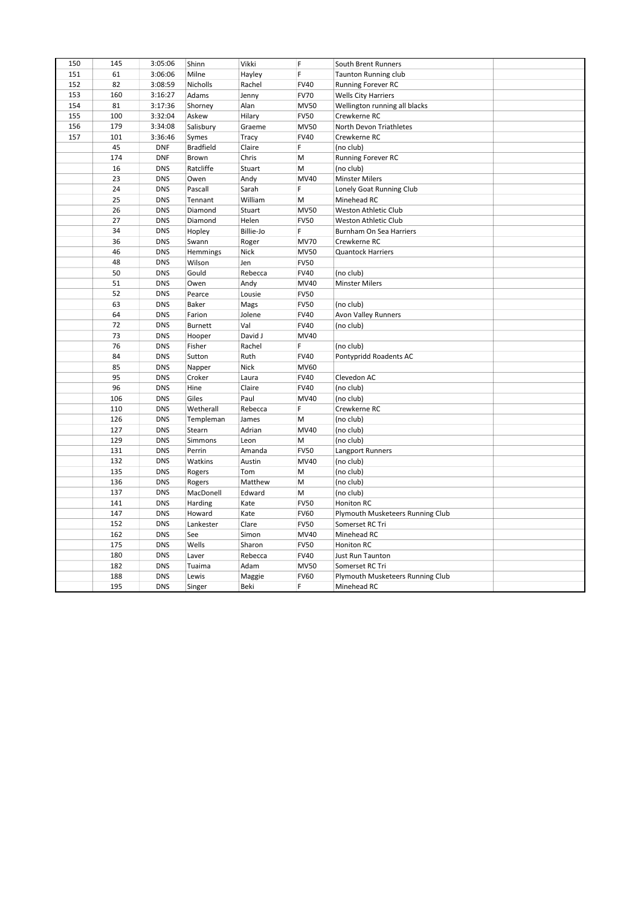| | | | | | | | |
|---|---|---|---|---|---|---|---|
| 150 | 145 | 3:05:06 | Shinn | Vikki | F | South Brent Runners | |
| 151 | 61 | 3:06:06 | Milne | Hayley | F | Taunton Running club | |
| 152 | 82 | 3:08:59 | Nicholls | Rachel | FV40 | Running Forever RC | |
| 153 | 160 | 3:16:27 | Adams | Jenny | FV70 | Wells City Harriers | |
| 154 | 81 | 3:17:36 | Shorney | Alan | MV50 | Wellington running all blacks | |
| 155 | 100 | 3:32:04 | Askew | Hilary | FV50 | Crewkerne RC | |
| 156 | 179 | 3:34:08 | Salisbury | Graeme | MV50 | North Devon Triathletes | |
| 157 | 101 | 3:36:46 | Symes | Tracy | FV40 | Crewkerne RC | |
| | 45 | DNF | Bradfield | Claire | F | (no club) | |
| | 174 | DNF | Brown | Chris | M | Running Forever RC | |
| | 16 | DNS | Ratcliffe | Stuart | M | (no club) | |
| | 23 | DNS | Owen | Andy | MV40 | Minster Milers | |
| | 24 | DNS | Pascall | Sarah | F | Lonely Goat Running Club | |
| | 25 | DNS | Tennant | William | M | Minehead RC | |
| | 26 | DNS | Diamond | Stuart | MV50 | Weston Athletic Club | |
| | 27 | DNS | Diamond | Helen | FV50 | Weston Athletic Club | |
| | 34 | DNS | Hopley | Billie-Jo | F | Burnham On Sea Harriers | |
| | 36 | DNS | Swann | Roger | MV70 | Crewkerne RC | |
| | 46 | DNS | Hemmings | Nick | MV50 | Quantock Harriers | |
| | 48 | DNS | Wilson | Jen | FV50 | | |
| | 50 | DNS | Gould | Rebecca | FV40 | (no club) | |
| | 51 | DNS | Owen | Andy | MV40 | Minster Milers | |
| | 52 | DNS | Pearce | Lousie | FV50 | | |
| | 63 | DNS | Baker | Mags | FV50 | (no club) | |
| | 64 | DNS | Farion | Jolene | FV40 | Avon Valley Runners | |
| | 72 | DNS | Burnett | Val | FV40 | (no club) | |
| | 73 | DNS | Hooper | David J | MV40 | | |
| | 76 | DNS | Fisher | Rachel | F | (no club) | |
| | 84 | DNS | Sutton | Ruth | FV40 | Pontypridd Roadents AC | |
| | 85 | DNS | Napper | Nick | MV60 | | |
| | 95 | DNS | Croker | Laura | FV40 | Clevedon AC | |
| | 96 | DNS | Hine | Claire | FV40 | (no club) | |
| | 106 | DNS | Giles | Paul | MV40 | (no club) | |
| | 110 | DNS | Wetherall | Rebecca | F | Crewkerne RC | |
| | 126 | DNS | Templeman | James | M | (no club) | |
| | 127 | DNS | Stearn | Adrian | MV40 | (no club) | |
| | 129 | DNS | Simmons | Leon | M | (no club) | |
| | 131 | DNS | Perrin | Amanda | FV50 | Langport Runners | |
| | 132 | DNS | Watkins | Austin | MV40 | (no club) | |
| | 135 | DNS | Rogers | Tom | M | (no club) | |
| | 136 | DNS | Rogers | Matthew | M | (no club) | |
| | 137 | DNS | MacDonell | Edward | M | (no club) | |
| | 141 | DNS | Harding | Kate | FV50 | Honiton RC | |
| | 147 | DNS | Howard | Kate | FV60 | Plymouth Musketeers Running Club | |
| | 152 | DNS | Lankester | Clare | FV50 | Somerset RC Tri | |
| | 162 | DNS | See | Simon | MV40 | Minehead RC | |
| | 175 | DNS | Wells | Sharon | FV50 | Honiton RC | |
| | 180 | DNS | Laver | Rebecca | FV40 | Just Run Taunton | |
| | 182 | DNS | Tuaima | Adam | MV50 | Somerset RC Tri | |
| | 188 | DNS | Lewis | Maggie | FV60 | Plymouth Musketeers Running Club | |
| | 195 | DNS | Singer | Beki | F | Minehead RC | |